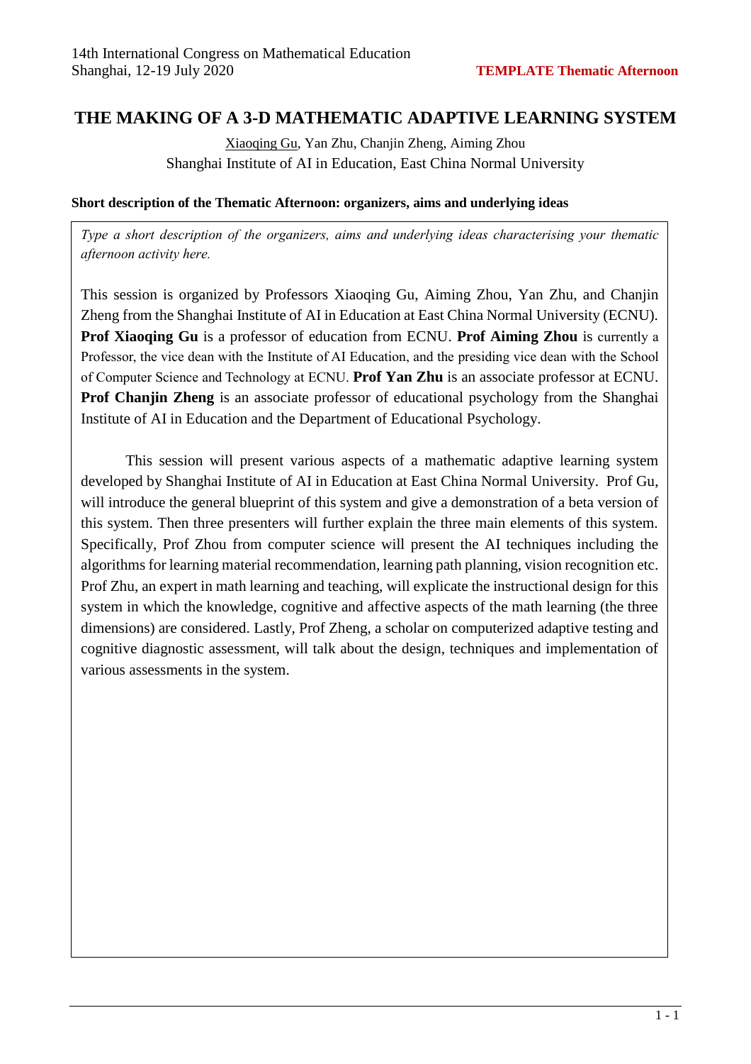# THE MAKING OF A 3-D MATHEMATIC ADAPTIVE LEARNING SYSTEM

Xiaoqing Gu, Yan Zhu, Chanjin Zheng, Aiming Zhou

Shanghai Institute of AI in Education, East China Normal University

**Short description of the Thematic Afternoon: organizers, aims and underlying ideas**

*Type a short description of the organizers, aims and underlying ideas characterising your thematic afternoon activity here.*

This session is organized by Professors Xiaoqing Gu, Aiming Zhou, Yan Zhu, and Chanjin Zheng from the Shanghai Institute of AI in Education at East China Normal University (ECNU). **Prof Xiaoqing Gu** is a professor of education from ECNU. **Prof Aiming Zhou** is currently a Professor, the vice dean with the Institute of AI Education, and the presiding vice dean with the School of Computer Science and Technology at ECNU. **Prof Yan Zhu** is an associate professor at ECNU. **Prof Chanjin Zheng** is an associate professor of educational psychology from the Shanghai Institute of AI in Education and the Department of Educational Psychology.

This session will present various aspects of a mathematic adaptive learning system developed by Shanghai Institute of AI in Education at East China Normal University. Prof Gu, will introduce the general blueprint of this system and give a demonstration of a beta version of this system. Then three presenters will further explain the three main elements of this system. Specifically, Prof Zhou from computer science will present the AI techniques including the algorithms for learning material recommendation, learning path planning, vision recognition etc. Prof Zhu, an expert in math learning and teaching, will explicate the instructional design for this system in which the knowledge, cognitive and affective aspects of the math learning (the three dimensions) are considered. Lastly, Prof Zheng, a scholar on computerized adaptive testing and cognitive diagnostic assessment, will talk about the design, techniques and implementation of various assessments in the system.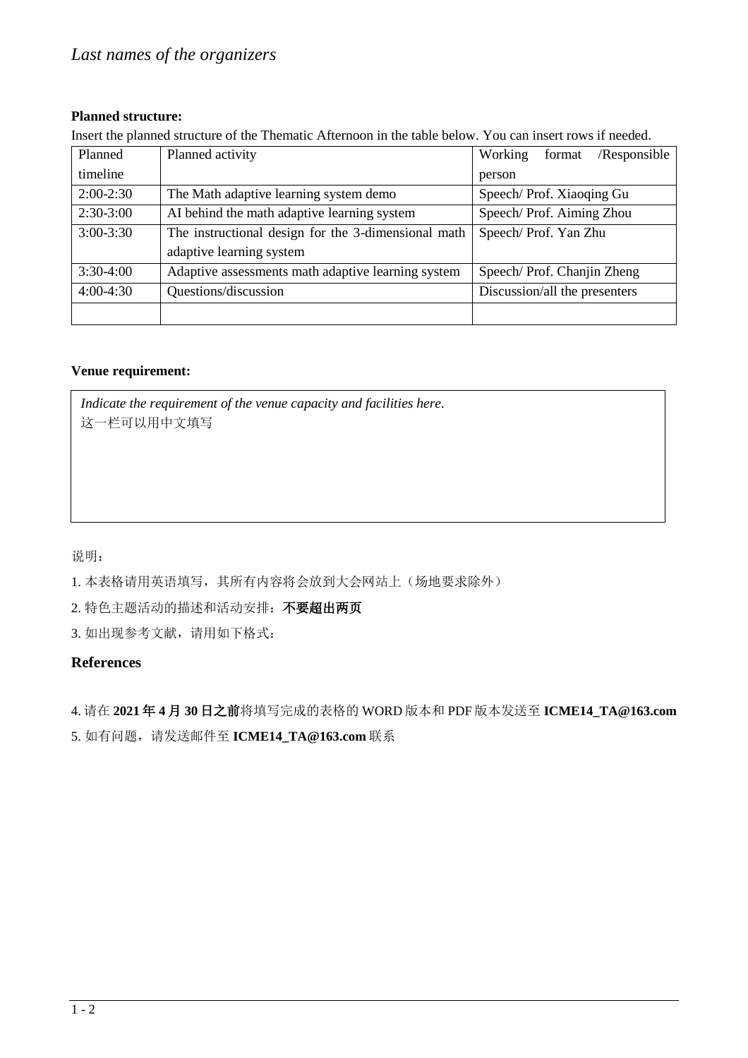*Last names of the organizers*

**Planned structure:**

Insert the planned structure of the Thematic Afternoon in the table below. You can insert rows if needed.

| Planned timeline | Planned activity | Working format /Responsible person |
|---|---|---|
| 2:00-2:30 | The Math adaptive learning system demo | Speech/ Prof. Xiaoqing Gu |
| 2:30-3:00 | AI behind the math adaptive learning system | Speech/ Prof. Aiming Zhou |
| 3:00-3:30 | The instructional design for the 3-dimensional math adaptive learning system | Speech/ Prof. Yan Zhu |
| 3:30-4:00 | Adaptive assessments math adaptive learning system | Speech/ Prof. Chanjin Zheng |
| 4:00-4:30 | Questions/discussion | Discussion/all the presenters |
| | | |

**Venue requirement:**

*Indicate the requirement of the venue capacity and facilities here.*
这一栏可以用中文填写

说明：

1. 本表格请用英语填写，其所有内容将会放到大会网站上（场地要求除外）
2. 特色主题活动的描述和活动安排：**不要超出两页**
3. 如出现参考文献，请用如下格式：

## References

4. 请在 **2021年4月30日之前**将填写完成的表格的 WORD 版本和 PDF 版本发送至 **ICME14_TA@163.com**
5. 如有问题，请发送邮件至 **ICME14_TA@163.com** 联系